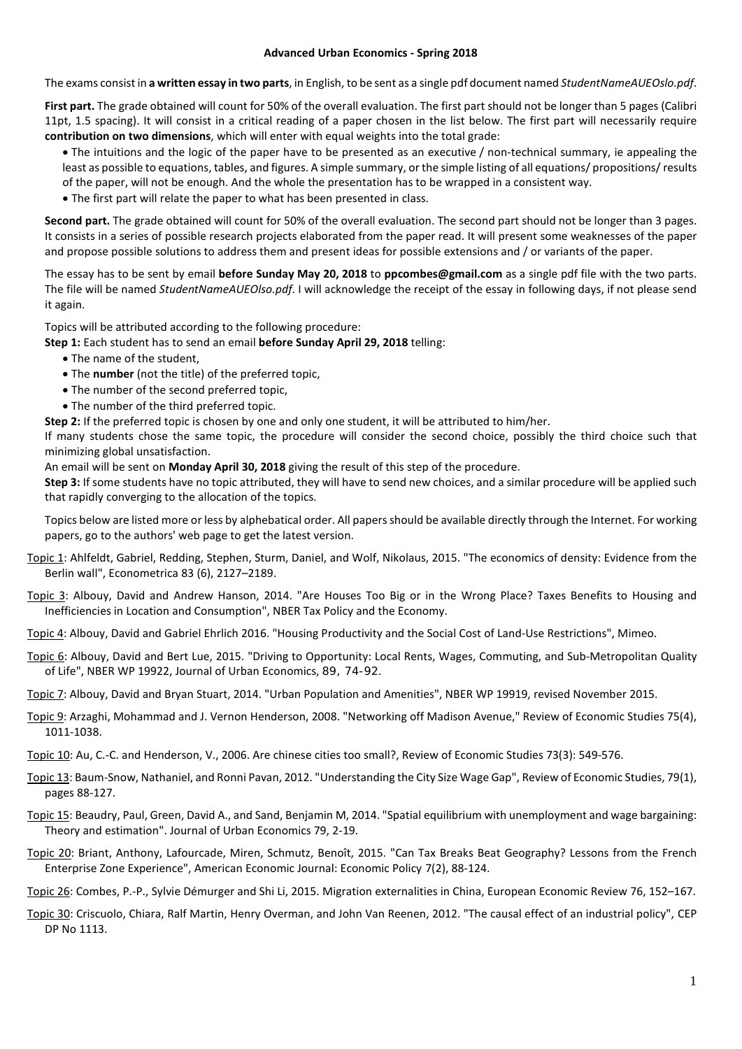# Advanced Urban Economics - Spring 2018

The exams consist in **a written essay in two parts**, in English, to be sent as a single pdf document named *StudentNameAUEOslo.pdf*.

**First part.** The grade obtained will count for 50% of the overall evaluation. The first part should not be longer than 5 pages (Calibri 11pt, 1.5 spacing). It will consist in a critical reading of a paper chosen in the list below. The first part will necessarily require **contribution on two dimensions**, which will enter with equal weights into the total grade:

- The intuitions and the logic of the paper have to be presented as an executive / non-technical summary, ie appealing the least as possible to equations, tables, and figures. A simple summary, or the simple listing of all equations/ propositions/ results of the paper, will not be enough. And the whole the presentation has to be wrapped in a consistent way.
- The first part will relate the paper to what has been presented in class.

**Second part.** The grade obtained will count for 50% of the overall evaluation. The second part should not be longer than 3 pages. It consists in a series of possible research projects elaborated from the paper read. It will present some weaknesses of the paper and propose possible solutions to address them and present ideas for possible extensions and / or variants of the paper.

The essay has to be sent by email **before Sunday May 20, 2018** to **ppcombes@gmail.com** as a single pdf file with the two parts. The file will be named *StudentNameAUEOlso.pdf*. I will acknowledge the receipt of the essay in following days, if not please send it again.

Topics will be attributed according to the following procedure:

**Step 1:** Each student has to send an email **before Sunday April 29, 2018** telling:

- The name of the student,
- The **number** (not the title) of the preferred topic,
- The number of the second preferred topic,
- The number of the third preferred topic.

**Step 2:** If the preferred topic is chosen by one and only one student, it will be attributed to him/her.
If many students chose the same topic, the procedure will consider the second choice, possibly the third choice such that minimizing global unsatisfaction.
An email will be sent on **Monday April 30, 2018** giving the result of this step of the procedure.

**Step 3:** If some students have no topic attributed, they will have to send new choices, and a similar procedure will be applied such that rapidly converging to the allocation of the topics.

Topics below are listed more or less by alphabetical order. All papers should be available directly through the Internet. For working papers, go to the authors' web page to get the latest version.

Topic 1: Ahlfeldt, Gabriel, Redding, Stephen, Sturm, Daniel, and Wolf, Nikolaus, 2015. "The economics of density: Evidence from the Berlin wall", Econometrica 83 (6), 2127–2189.

Topic 3: Albouy, David and Andrew Hanson, 2014. "Are Houses Too Big or in the Wrong Place? Taxes Benefits to Housing and Inefficiencies in Location and Consumption", NBER Tax Policy and the Economy.

Topic 4: Albouy, David and Gabriel Ehrlich 2016. "Housing Productivity and the Social Cost of Land-Use Restrictions", Mimeo.

Topic 6: Albouy, David and Bert Lue, 2015. "Driving to Opportunity: Local Rents, Wages, Commuting, and Sub-Metropolitan Quality of Life", NBER WP 19922, Journal of Urban Economics, 89, 74-92.

Topic 7: Albouy, David and Bryan Stuart, 2014. "Urban Population and Amenities", NBER WP 19919, revised November 2015.

Topic 9: Arzaghi, Mohammad and J. Vernon Henderson, 2008. "Networking off Madison Avenue," Review of Economic Studies 75(4), 1011-1038.

Topic 10: Au, C.-C. and Henderson, V., 2006. Are chinese cities too small?, Review of Economic Studies 73(3): 549-576.

Topic 13: Baum-Snow, Nathaniel, and Ronni Pavan, 2012. "Understanding the City Size Wage Gap", Review of Economic Studies, 79(1), pages 88-127.

Topic 15: Beaudry, Paul, Green, David A., and Sand, Benjamin M, 2014. "Spatial equilibrium with unemployment and wage bargaining: Theory and estimation". Journal of Urban Economics 79, 2-19.

Topic 20: Briant, Anthony, Lafourcade, Miren, Schmutz, Benoît, 2015. "Can Tax Breaks Beat Geography? Lessons from the French Enterprise Zone Experience", American Economic Journal: Economic Policy 7(2), 88-124.

Topic 26: Combes, P.-P., Sylvie Démurger and Shi Li, 2015. Migration externalities in China, European Economic Review 76, 152–167.

Topic 30: Criscuolo, Chiara, Ralf Martin, Henry Overman, and John Van Reenen, 2012. "The causal effect of an industrial policy", CEP DP No 1113.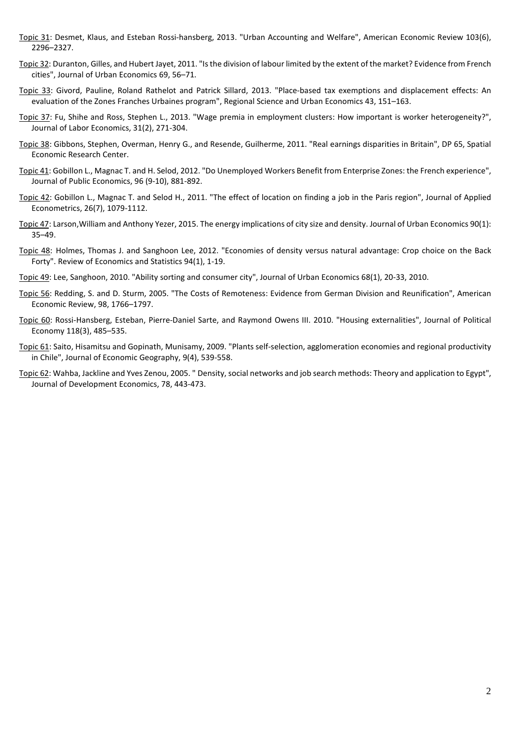Topic 31: Desmet, Klaus, and Esteban Rossi-hansberg, 2013. "Urban Accounting and Welfare", American Economic Review 103(6), 2296–2327.

Topic 32: Duranton, Gilles, and Hubert Jayet, 2011. "Is the division of labour limited by the extent of the market? Evidence from French cities", Journal of Urban Economics 69, 56–71.

Topic 33: Givord, Pauline, Roland Rathelot and Patrick Sillard, 2013. "Place-based tax exemptions and displacement effects: An evaluation of the Zones Franches Urbaines program", Regional Science and Urban Economics 43, 151–163.

Topic 37: Fu, Shihe and Ross, Stephen L., 2013. "Wage premia in employment clusters: How important is worker heterogeneity?", Journal of Labor Economics, 31(2), 271-304.

Topic 38: Gibbons, Stephen, Overman, Henry G., and Resende, Guilherme, 2011. "Real earnings disparities in Britain", DP 65, Spatial Economic Research Center.

Topic 41: Gobillon L., Magnac T. and H. Selod, 2012. "Do Unemployed Workers Benefit from Enterprise Zones: the French experience", Journal of Public Economics, 96 (9-10), 881-892.

Topic 42: Gobillon L., Magnac T. and Selod H., 2011. "The effect of location on finding a job in the Paris region", Journal of Applied Econometrics, 26(7), 1079-1112.

Topic 47: Larson,William and Anthony Yezer, 2015. The energy implications of city size and density. Journal of Urban Economics 90(1): 35–49.

Topic 48: Holmes, Thomas J. and Sanghoon Lee, 2012. "Economies of density versus natural advantage: Crop choice on the Back Forty". Review of Economics and Statistics 94(1), 1-19.

Topic 49: Lee, Sanghoon, 2010. "Ability sorting and consumer city", Journal of Urban Economics 68(1), 20-33, 2010.

Topic 56: Redding, S. and D. Sturm, 2005. "The Costs of Remoteness: Evidence from German Division and Reunification", American Economic Review, 98, 1766–1797.

Topic 60: Rossi-Hansberg, Esteban, Pierre-Daniel Sarte, and Raymond Owens III. 2010. "Housing externalities", Journal of Political Economy 118(3), 485–535.

Topic 61: Saito, Hisamitsu and Gopinath, Munisamy, 2009. "Plants self-selection, agglomeration economies and regional productivity in Chile", Journal of Economic Geography, 9(4), 539-558.

Topic 62: Wahba, Jackline and Yves Zenou, 2005. " Density, social networks and job search methods: Theory and application to Egypt", Journal of Development Economics, 78, 443-473.